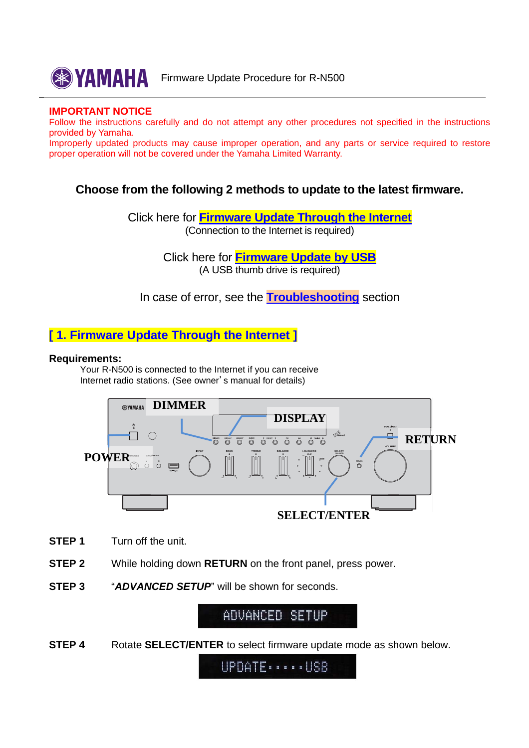YAMAHA Firmware Update Procedure for R-N500

**IMPORTANT NOTICE**

Follow the instructions carefully and do not attempt any other procedures not specified in the instructions provided by Yamaha.

Improperly updated products may cause improper operation, and any parts or service required to restore proper operation will not be covered under the Yamaha Limited Warranty.

### Choose from the following 2 methods to update to the latest firmware.

Click here for **Firmware Update Through the Internet**
(Connection to the Internet is required)

Click here for **Firmware Update by USB**
(A USB thumb drive is required)

In case of error, see the **Troubleshooting** section

## [ 1. Firmware Update Through the Internet ]

**Requirements:**

Your R-N500 is connected to the Internet if you can receive Internet radio stations. (See owner's manual for details)

DIMMER

DISPLAY

RETURN

POWER

SELECT/ENTER

**STEP 1** Turn off the unit.

**STEP 2** While holding down **RETURN** on the front panel, press power.

**STEP 3** "***ADVANCED SETUP***" will be shown for seconds.

ADVANCED SETUP

**STEP 4** Rotate **SELECT/ENTER** to select firmware update mode as shown below.

UPDATE·····USB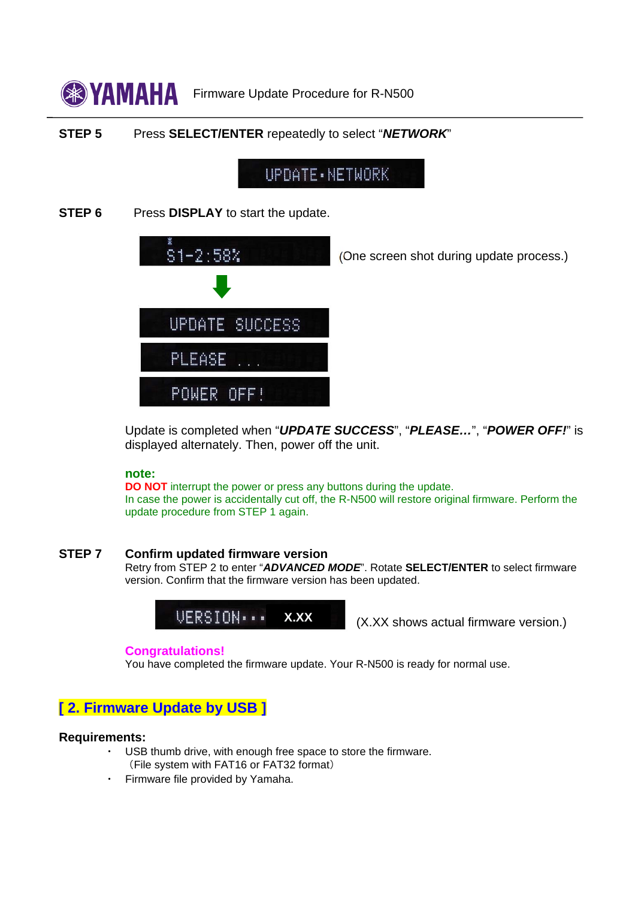**STEP 5** Press **SELECT/ENTER** repeatedly to select “***NETWORK***”

UPDATE•NETWORK

**STEP 6** Press **DISPLAY** to start the update.

S1-2:58% (One screen shot during update process.)

UPDATE SUCCESS

PLEASE ...

POWER OFF!

Update is completed when “***UPDATE SUCCESS***”, “***PLEASE…***”, “***POWER OFF!***” is displayed alternately. Then, power off the unit.

**note:**
**DO NOT** interrupt the power or press any buttons during the update.
In case the power is accidentally cut off, the R-N500 will restore original firmware. Perform the update procedure from STEP 1 again.

**STEP 7** **Confirm updated firmware version**
Retry from STEP 2 to enter “***ADVANCED MODE***”. Rotate **SELECT/ENTER** to select firmware version. Confirm that the firmware version has been updated.

VERSION••• X.XX (X.XX shows actual firmware version.)

**Congratulations!**
You have completed the firmware update. Your R-N500 is ready for normal use.

## [ 2. Firmware Update by USB ]

**Requirements:**

- USB thumb drive, with enough free space to store the firmware.
  （File system with FAT16 or FAT32 format）
- Firmware file provided by Yamaha.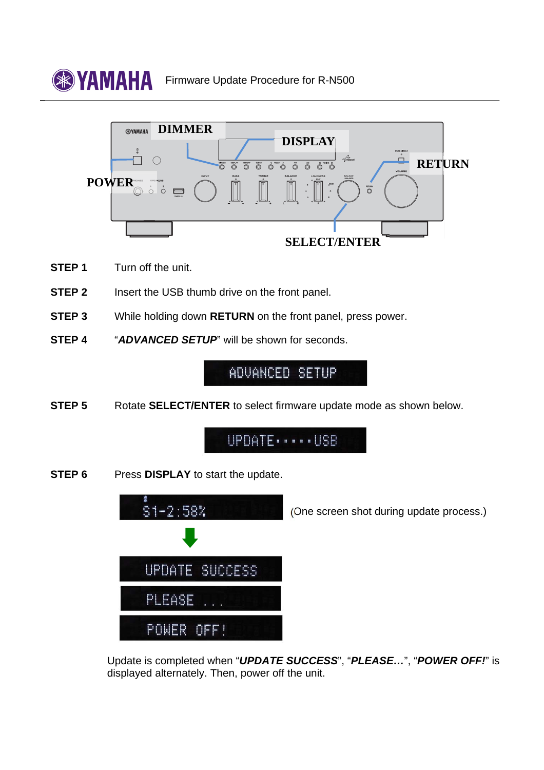YAMAHA Firmware Update Procedure for R-N500

DIMMER

DISPLAY

RETURN

POWER

SELECT/ENTER

**STEP 1** Turn off the unit.

**STEP 2** Insert the USB thumb drive on the front panel.

**STEP 3** While holding down **RETURN** on the front panel, press power.

**STEP 4** “***ADVANCED SETUP***” will be shown for seconds.

ADVANCED SETUP

**STEP 5** Rotate **SELECT/ENTER** to select firmware update mode as shown below.

UPDATE·····USB

**STEP 6** Press **DISPLAY** to start the update.

S1-2:58%

(One screen shot during update process.)

UPDATE SUCCESS

PLEASE ...

POWER OFF!

Update is completed when “***UPDATE SUCCESS***”, “***PLEASE…***”, “***POWER OFF!***” is displayed alternately. Then, power off the unit.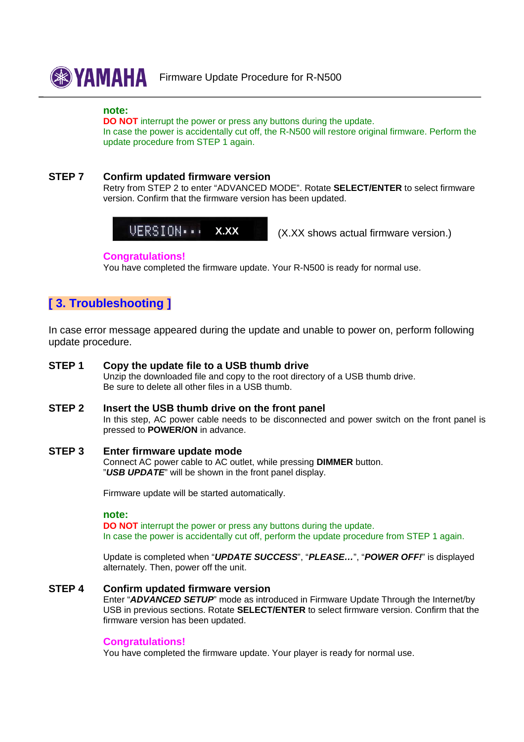**note:**
**DO NOT** interrupt the power or press any buttons during the update.
In case the power is accidentally cut off, the R-N500 will restore original firmware. Perform the update procedure from STEP 1 again.

**STEP 7 Confirm updated firmware version**

Retry from STEP 2 to enter "ADVANCED MODE". Rotate **SELECT/ENTER** to select firmware version. Confirm that the firmware version has been updated.

VERSION... X.XX (X.XX shows actual firmware version.)

**Congratulations!**
You have completed the firmware update. Your R-N500 is ready for normal use.

## [ 3. Troubleshooting ]

In case error message appeared during the update and unable to power on, perform following update procedure.

**STEP 1 Copy the update file to a USB thumb drive**

Unzip the downloaded file and copy to the root directory of a USB thumb drive.
Be sure to delete all other files in a USB thumb.

**STEP 2 Insert the USB thumb drive on the front panel**

In this step, AC power cable needs to be disconnected and power switch on the front panel is pressed to **POWER/ON** in advance.

**STEP 3 Enter firmware update mode**

Connect AC power cable to AC outlet, while pressing **DIMMER** button.
"***USB UPDATE***" will be shown in the front panel display.

Firmware update will be started automatically.

**note:**
**DO NOT** interrupt the power or press any buttons during the update.
In case the power is accidentally cut off, perform the update procedure from STEP 1 again.

Update is completed when "***UPDATE SUCCESS***", "***PLEASE…***", "***POWER OFF!***" is displayed alternately. Then, power off the unit.

**STEP 4 Confirm updated firmware version**

Enter "***ADVANCED SETUP***" mode as introduced in Firmware Update Through the Internet/by USB in previous sections. Rotate **SELECT/ENTER** to select firmware version. Confirm that the firmware version has been updated.

**Congratulations!**
You have completed the firmware update. Your player is ready for normal use.